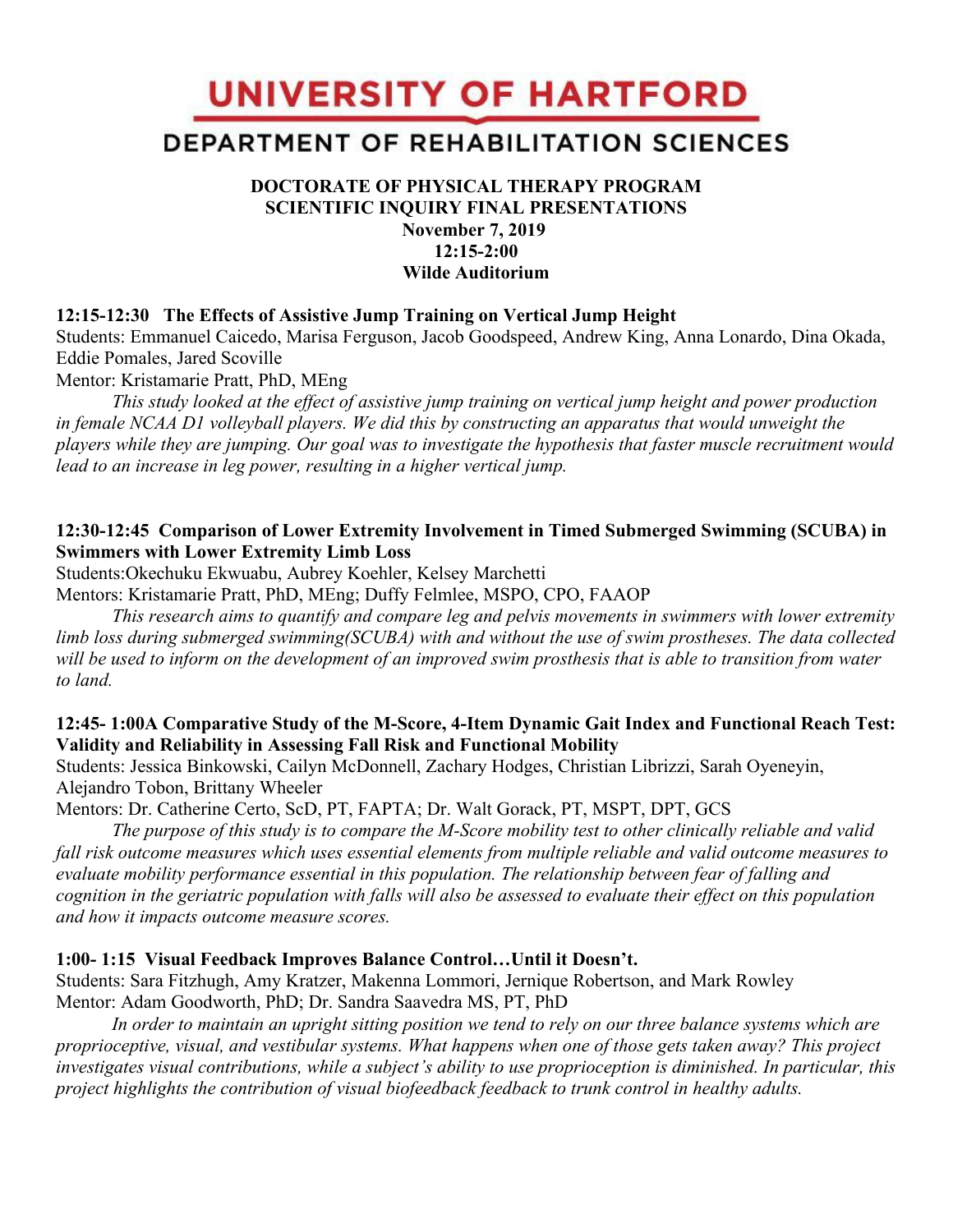# UNIVERSITY OF HARTFORD

## DEPARTMENT OF REHABILITATION SCIENCES

**DOCTORATE OF PHYSICAL THERAPY PROGRAM**
**SCIENTIFIC INQUIRY FINAL PRESENTATIONS**
**November 7, 2019**
**12:15-2:00**
**Wilde Auditorium**

**12:15-12:30 The Effects of Assistive Jump Training on Vertical Jump Height**

Students: Emmanuel Caicedo, Marisa Ferguson, Jacob Goodspeed, Andrew King, Anna Lonardo, Dina Okada, Eddie Pomales, Jared Scoville

Mentor: Kristamarie Pratt, PhD, MEng

*This study looked at the effect of assistive jump training on vertical jump height and power production in female NCAA D1 volleyball players. We did this by constructing an apparatus that would unweight the players while they are jumping. Our goal was to investigate the hypothesis that faster muscle recruitment would lead to an increase in leg power, resulting in a higher vertical jump.*

**12:30-12:45 Comparison of Lower Extremity Involvement in Timed Submerged Swimming (SCUBA) in Swimmers with Lower Extremity Limb Loss**

Students:Okechuku Ekwuabu, Aubrey Koehler, Kelsey Marchetti

Mentors: Kristamarie Pratt, PhD, MEng; Duffy Felmlee, MSPO, CPO, FAAOP

*This research aims to quantify and compare leg and pelvis movements in swimmers with lower extremity limb loss during submerged swimming(SCUBA) with and without the use of swim prostheses. The data collected will be used to inform on the development of an improved swim prosthesis that is able to transition from water to land.*

**12:45- 1:00A Comparative Study of the M-Score, 4-Item Dynamic Gait Index and Functional Reach Test: Validity and Reliability in Assessing Fall Risk and Functional Mobility**

Students: Jessica Binkowski, Cailyn McDonnell, Zachary Hodges, Christian Librizzi, Sarah Oyeneyin, Alejandro Tobon, Brittany Wheeler

Mentors: Dr. Catherine Certo, ScD, PT, FAPTA; Dr. Walt Gorack, PT, MSPT, DPT, GCS

*The purpose of this study is to compare the M-Score mobility test to other clinically reliable and valid fall risk outcome measures which uses essential elements from multiple reliable and valid outcome measures to evaluate mobility performance essential in this population. The relationship between fear of falling and cognition in the geriatric population with falls will also be assessed to evaluate their effect on this population and how it impacts outcome measure scores.*

**1:00- 1:15 Visual Feedback Improves Balance Control…Until it Doesn't.**

Students: Sara Fitzhugh, Amy Kratzer, Makenna Lommori, Jernique Robertson, and Mark Rowley

Mentor: Adam Goodworth, PhD; Dr. Sandra Saavedra MS, PT, PhD

*In order to maintain an upright sitting position we tend to rely on our three balance systems which are proprioceptive, visual, and vestibular systems. What happens when one of those gets taken away? This project investigates visual contributions, while a subject's ability to use proprioception is diminished. In particular, this project highlights the contribution of visual biofeedback feedback to trunk control in healthy adults.*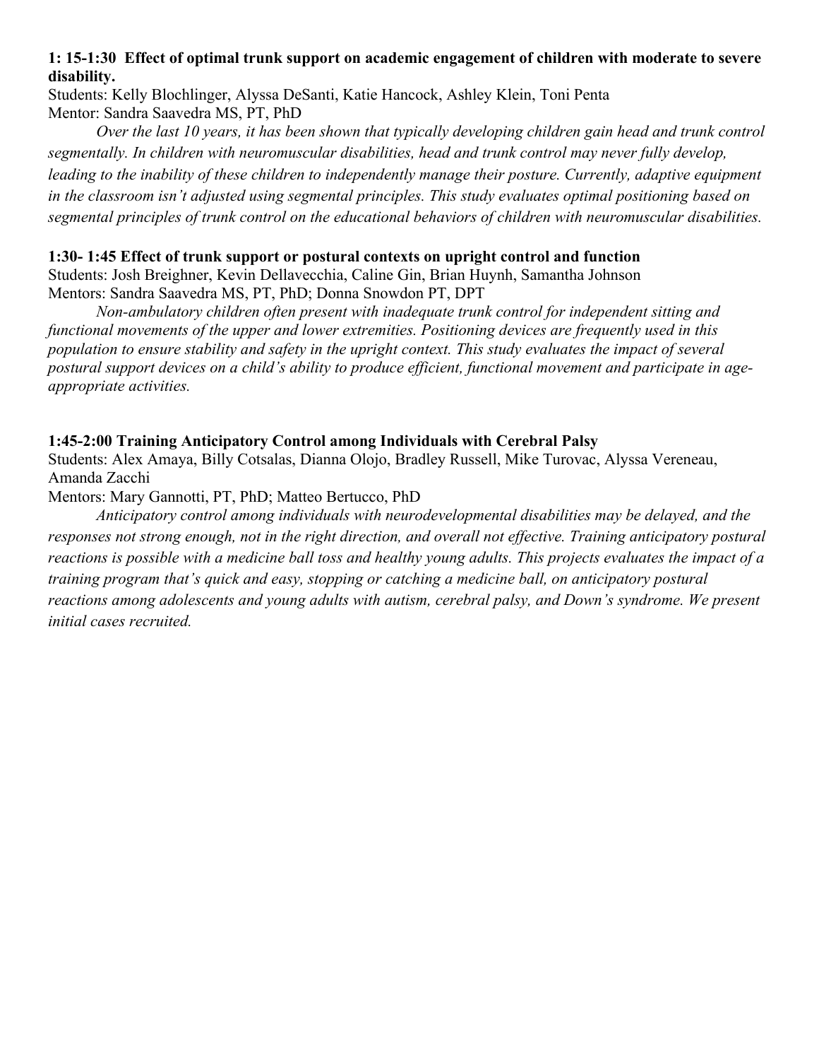**1: 15-1:30 Effect of optimal trunk support on academic engagement of children with moderate to severe disability.**

Students: Kelly Blochlinger, Alyssa DeSanti, Katie Hancock, Ashley Klein, Toni Penta
Mentor: Sandra Saavedra MS, PT, PhD

*Over the last 10 years, it has been shown that typically developing children gain head and trunk control segmentally. In children with neuromuscular disabilities, head and trunk control may never fully develop, leading to the inability of these children to independently manage their posture. Currently, adaptive equipment in the classroom isn't adjusted using segmental principles. This study evaluates optimal positioning based on segmental principles of trunk control on the educational behaviors of children with neuromuscular disabilities.*

**1:30- 1:45 Effect of trunk support or postural contexts on upright control and function**

Students: Josh Breighner, Kevin Dellavecchia, Caline Gin, Brian Huynh, Samantha Johnson
Mentors: Sandra Saavedra MS, PT, PhD; Donna Snowdon PT, DPT

*Non-ambulatory children often present with inadequate trunk control for independent sitting and functional movements of the upper and lower extremities. Positioning devices are frequently used in this population to ensure stability and safety in the upright context. This study evaluates the impact of several postural support devices on a child's ability to produce efficient, functional movement and participate in age-appropriate activities.*

**1:45-2:00 Training Anticipatory Control among Individuals with Cerebral Palsy**

Students: Alex Amaya, Billy Cotsalas, Dianna Olojo, Bradley Russell, Mike Turovac, Alyssa Vereneau, Amanda Zacchi
Mentors: Mary Gannotti, PT, PhD; Matteo Bertucco, PhD

*Anticipatory control among individuals with neurodevelopmental disabilities may be delayed, and the responses not strong enough, not in the right direction, and overall not effective. Training anticipatory postural reactions is possible with a medicine ball toss and healthy young adults. This projects evaluates the impact of a training program that's quick and easy, stopping or catching a medicine ball, on anticipatory postural reactions among adolescents and young adults with autism, cerebral palsy, and Down's syndrome. We present initial cases recruited.*